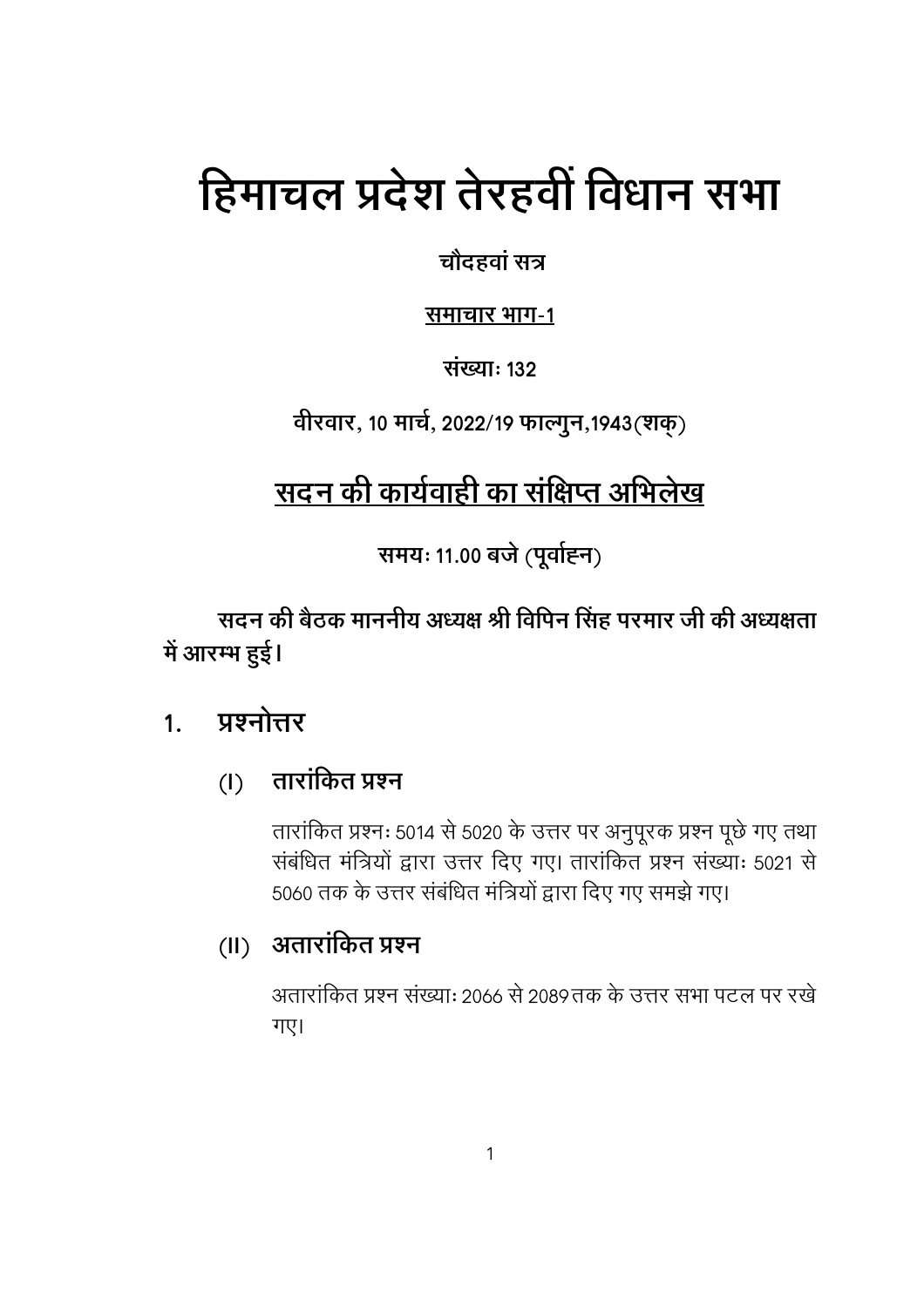# हिमाचल प्रदेश तेरहवीं विधान सभा

**चौदहवां सत्र**

**<u>समाचार भाग-1</u>**

**संख्याः 132**

**वीरवार, 10 मार्च, 2022/19 फाल्गुन,1943(शक्)**

## <u>सदन की कार्यवाही का संक्षिप्त अभिलेख</u>

**समयः 11.00 बजे (पूर्वाह्न)**

**सदन की बैठक माननीय अध्यक्ष श्री विपिन सिंह परमार जी की अध्यक्षता में आरम्भ हुई।**

### 1. प्रश्नोत्तर

#### (I) तारांकित प्रश्न

तारांकित प्रश्नः 5014 से 5020 के उत्तर पर अनुपूरक प्रश्न पूछे गए तथा संबंधित मंत्रियों द्वारा उत्तर दिए गए। तारांकित प्रश्न संख्याः 5021 से 5060 तक के उत्तर संबंधित मंत्रियों द्वारा दिए गए समझे गए।

#### (II) अतारांकित प्रश्न

अतारांकित प्रश्न संख्याः 2066 से 2089 तक के उत्तर सभा पटल पर रखे गए।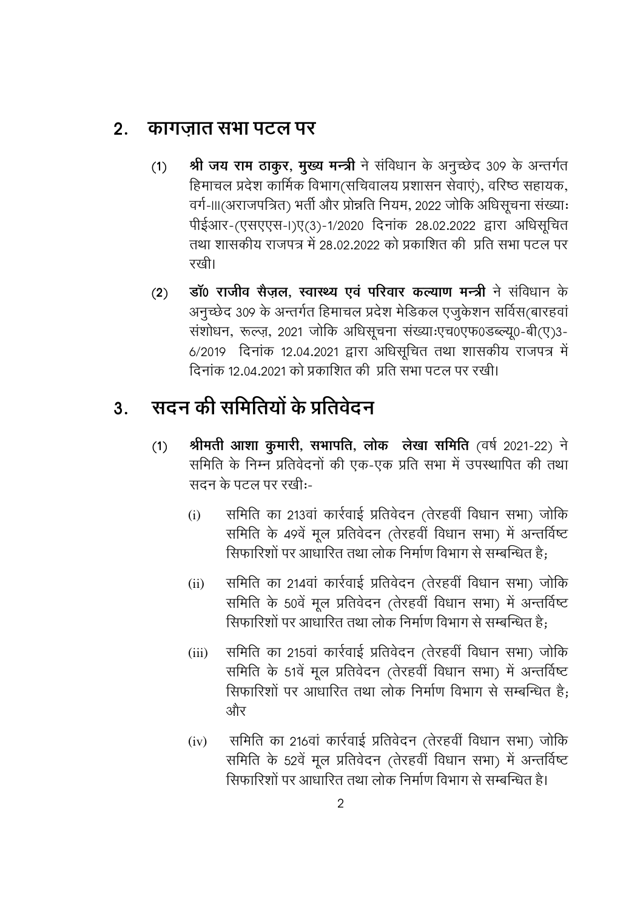## 2. कागज़ात सभा पटल पर

(1) **श्री जय राम ठाकुर, मुख्य मन्त्री** ने संविधान के अनुच्छेद 309 के अन्तर्गत हिमाचल प्रदेश कार्मिक विभाग(सचिवालय प्रशासन सेवाएं), वरिष्ठ सहायक, वर्ग-III(अराजपत्रित) भर्ती और प्रोन्नति नियम, 2022 जोकि अधिसूचना संख्याः पीईआर-(एसएएस-I)ए(3)-1/2020 दिनांक 28.02.2022 द्वारा अधिसूचित तथा शासकीय राजपत्र में 28.02.2022 को प्रकाशित की प्रति सभा पटल पर रखी।

(2) **डॉ0 राजीव सैज़ल, स्वास्थ्य एवं परिवार कल्याण मन्त्री** ने संविधान के अनुच्छेद 309 के अन्तर्गत हिमाचल प्रदेश मेडिकल एजुकेशन सर्विस(बारहवां संशोधन, रूल्ज़, 2021 जोकि अधिसूचना संख्याःएच0एफ0डब्ल्यू0-बी(ए)3-6/2019 दिनांक 12.04.2021 द्वारा अधिसूचित तथा शासकीय राजपत्र में दिनांक 12.04.2021 को प्रकाशित की प्रति सभा पटल पर रखी।

## 3. सदन की समितियों के प्रतिवेदन

(1) **श्रीमती आशा कुमारी, सभापति, लोक लेखा समिति** (वर्ष 2021-22) ने समिति के निम्न प्रतिवेदनों की एक-एक प्रति सभा में उपस्थापित की तथा सदन के पटल पर रखीः-

(i) समिति का 213वां कार्रवाई प्रतिवेदन (तेरहवीं विधान सभा) जोकि समिति के 49वें मूल प्रतिवेदन (तेरहवीं विधान सभा) में अन्तर्विष्ट सिफारिशों पर आधारित तथा लोक निर्माण विभाग से सम्बन्धित है;

(ii) समिति का 214वां कार्रवाई प्रतिवेदन (तेरहवीं विधान सभा) जोकि समिति के 50वें मूल प्रतिवेदन (तेरहवीं विधान सभा) में अन्तर्विष्ट सिफारिशों पर आधारित तथा लोक निर्माण विभाग से सम्बन्धित है;

(iii) समिति का 215वां कार्रवाई प्रतिवेदन (तेरहवीं विधान सभा) जोकि समिति के 51वें मूल प्रतिवेदन (तेरहवीं विधान सभा) में अन्तर्विष्ट सिफारिशों पर आधारित तथा लोक निर्माण विभाग से सम्बन्धित है; और

(iv) समिति का 216वां कार्रवाई प्रतिवेदन (तेरहवीं विधान सभा) जोकि समिति के 52वें मूल प्रतिवेदन (तेरहवीं विधान सभा) में अन्तर्विष्ट सिफारिशों पर आधारित तथा लोक निर्माण विभाग से सम्बन्धित है।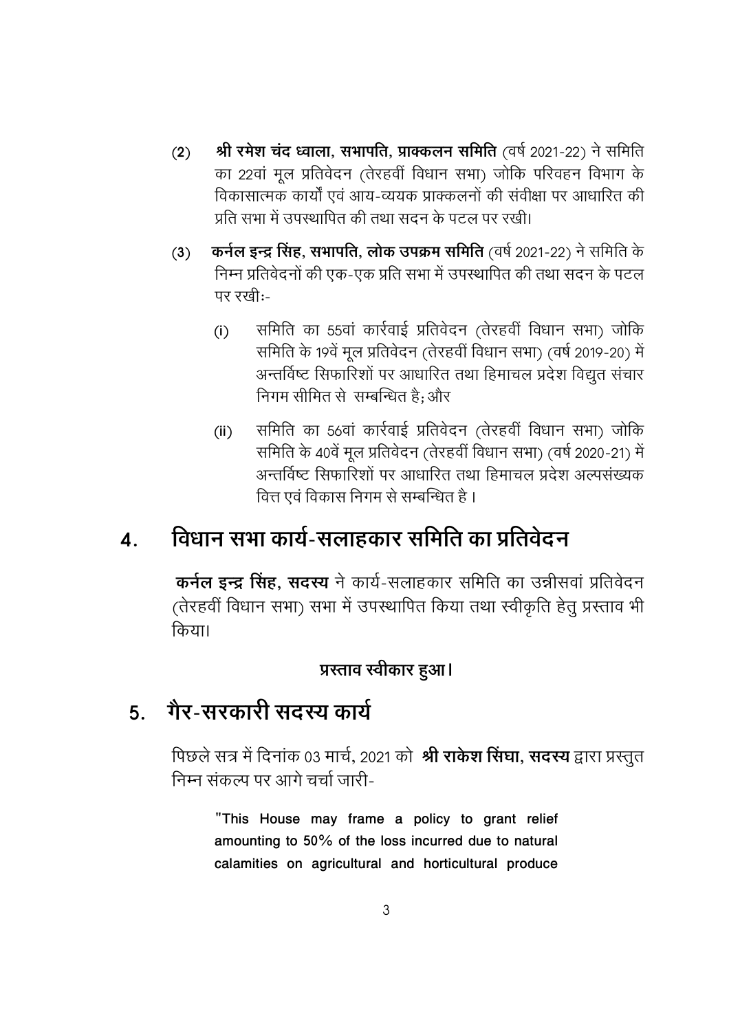(2) **श्री रमेश चंद ध्वाला, सभापति, प्राक्कलन समिति** (वर्ष 2021-22) ने समिति का 22वां मूल प्रतिवेदन (तेरहवीं विधान सभा) जोकि परिवहन विभाग के विकासात्मक कार्यों एवं आय-व्ययक प्राक्कलनों की संवीक्षा पर आधारित की प्रति सभा में उपस्थापित की तथा सदन के पटल पर रखी।

(3) **कर्नल इन्द्र सिंह, सभापति, लोक उपक्रम समिति** (वर्ष 2021-22) ने समिति के निम्न प्रतिवेदनों की एक-एक प्रति सभा में उपस्थापित की तथा सदन के पटल पर रखीः-

(i) समिति का 55वां कार्रवाई प्रतिवेदन (तेरहवीं विधान सभा) जोकि समिति के 19वें मूल प्रतिवेदन (तेरहवीं विधान सभा) (वर्ष 2019-20) में अन्तर्विष्ट सिफारिशों पर आधारित तथा हिमाचल प्रदेश विद्युत संचार निगम सीमित से सम्बन्धित है; और

(ii) समिति का 56वां कार्रवाई प्रतिवेदन (तेरहवीं विधान सभा) जोकि समिति के 40वें मूल प्रतिवेदन (तेरहवीं विधान सभा) (वर्ष 2020-21) में अन्तर्विष्ट सिफारिशों पर आधारित तथा हिमाचल प्रदेश अल्पसंख्यक वित्त एवं विकास निगम से सम्बन्धित है।

## 4. विधान सभा कार्य-सलाहकार समिति का प्रतिवेदन

**कर्नल इन्द्र सिंह, सदस्य** ने कार्य-सलाहकार समिति का उन्नीसवां प्रतिवेदन (तेरहवीं विधान सभा) सभा में उपस्थापित किया तथा स्वीकृति हेतु प्रस्ताव भी किया।

**प्रस्ताव स्वीकार हुआ।**

## 5. गैर-सरकारी सदस्य कार्य

पिछले सत्र में दिनांक 03 मार्च, 2021 को **श्री राकेश सिंघा, सदस्य** द्वारा प्रस्तुत निम्न संकल्प पर आगे चर्चा जारी-

> **"This House may frame a policy to grant relief amounting to 50% of the loss incurred due to natural calamities on agricultural and horticultural produce**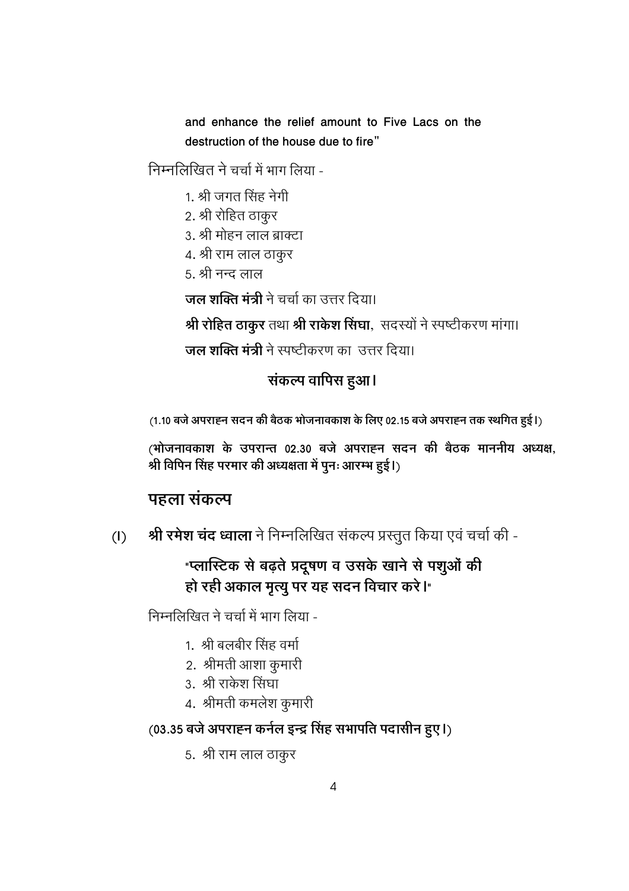and enhance the relief amount to Five Lacs on the destruction of the house due to fire"

निम्नलिखित ने चर्चा में भाग लिया -

1. श्री जगत सिंह नेगी
2. श्री रोहित ठाकुर
3. श्री मोहन लाल ब्राक्टा
4. श्री राम लाल ठाकुर
5. श्री नन्द लाल

**जल शक्ति मंत्री** ने चर्चा का उत्तर दिया।

**श्री रोहित ठाकुर** तथा **श्री राकेश सिंघा**, सदस्यों ने स्पष्टीकरण मांगा।

**जल शक्ति मंत्री** ने स्पष्टीकरण का उत्तर दिया।

**संकल्प वापिस हुआ।**

**(1.10 बजे अपराह्न सदन की बैठक भोजनावकाश के लिए 02.15 बजे अपराह्न तक स्थगित हुई।)**

**(भोजनावकाश के उपरान्त 02.30 बजे अपराह्न सदन की बैठक माननीय अध्यक्ष, श्री विपिन सिंह परमार की अध्यक्षता में पुनः आरम्भ हुई।)**

## पहला संकल्प

(I) **श्री रमेश चंद ध्वाला** ने निम्नलिखित संकल्प प्रस्तुत किया एवं चर्चा की -

**"प्लास्टिक से बढ़ते प्रदूषण व उसके खाने से पशुओं की हो रही अकाल मृत्यु पर यह सदन विचार करे।"**

निम्नलिखित ने चर्चा में भाग लिया -

1. श्री बलबीर सिंह वर्मा
2. श्रीमती आशा कुमारी
3. श्री राकेश सिंघा
4. श्रीमती कमलेश कुमारी

**(03.35 बजे अपराह्न कर्नल इन्द्र सिंह सभापति पदासीन हुए।)**

5. श्री राम लाल ठाकुर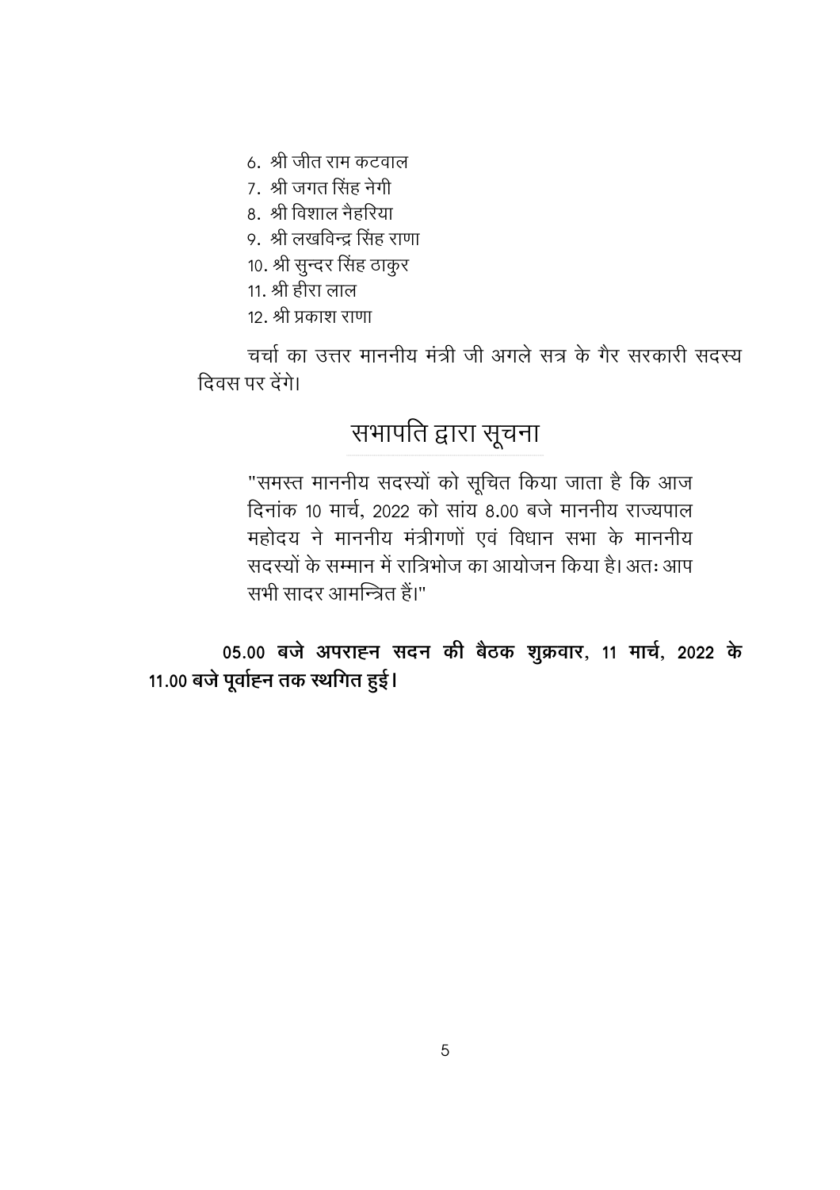6. श्री जीत राम कटवाल
7. श्री जगत सिंह नेगी
8. श्री विशाल नैहरिया
9. श्री लखविन्द्र सिंह राणा
10. श्री सुन्दर सिंह ठाकुर
11. श्री हीरा लाल
12. श्री प्रकाश राणा

चर्चा का उत्तर माननीय मंत्री जी अगले सत्र के गैर सरकारी सदस्य दिवस पर देंगे।

## सभापति द्वारा सूचना

"समस्त माननीय सदस्यों को सूचित किया जाता है कि आज दिनांक 10 मार्च, 2022 को सांय 8.00 बजे माननीय राज्यपाल महोदय ने माननीय मंत्रीगणों एवं विधान सभा के माननीय सदस्यों के सम्मान में रात्रिभोज का आयोजन किया है। अतः आप सभी सादर आमन्त्रित हैं।"

**05.00 बजे अपराह्न सदन की बैठक शुक्रवार, 11 मार्च, 2022 के 11.00 बजे पूर्वाह्न तक स्थगित हुई।**